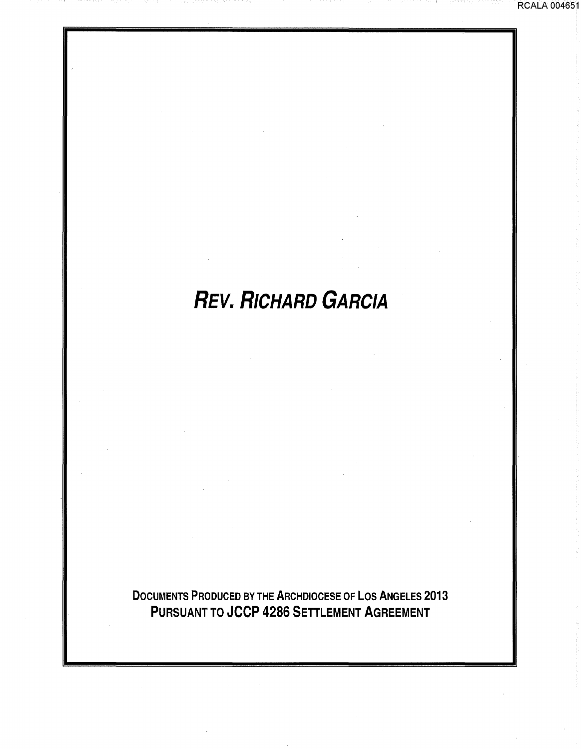# *REV. RICHARD GARCIA*

DOCUMENTS PRODUCED BY THE ARCHDIOCESE OF LOS ANGELES 2013
**PURSUANT TO JCCP 4286 SETTLEMENT AGREEMENT**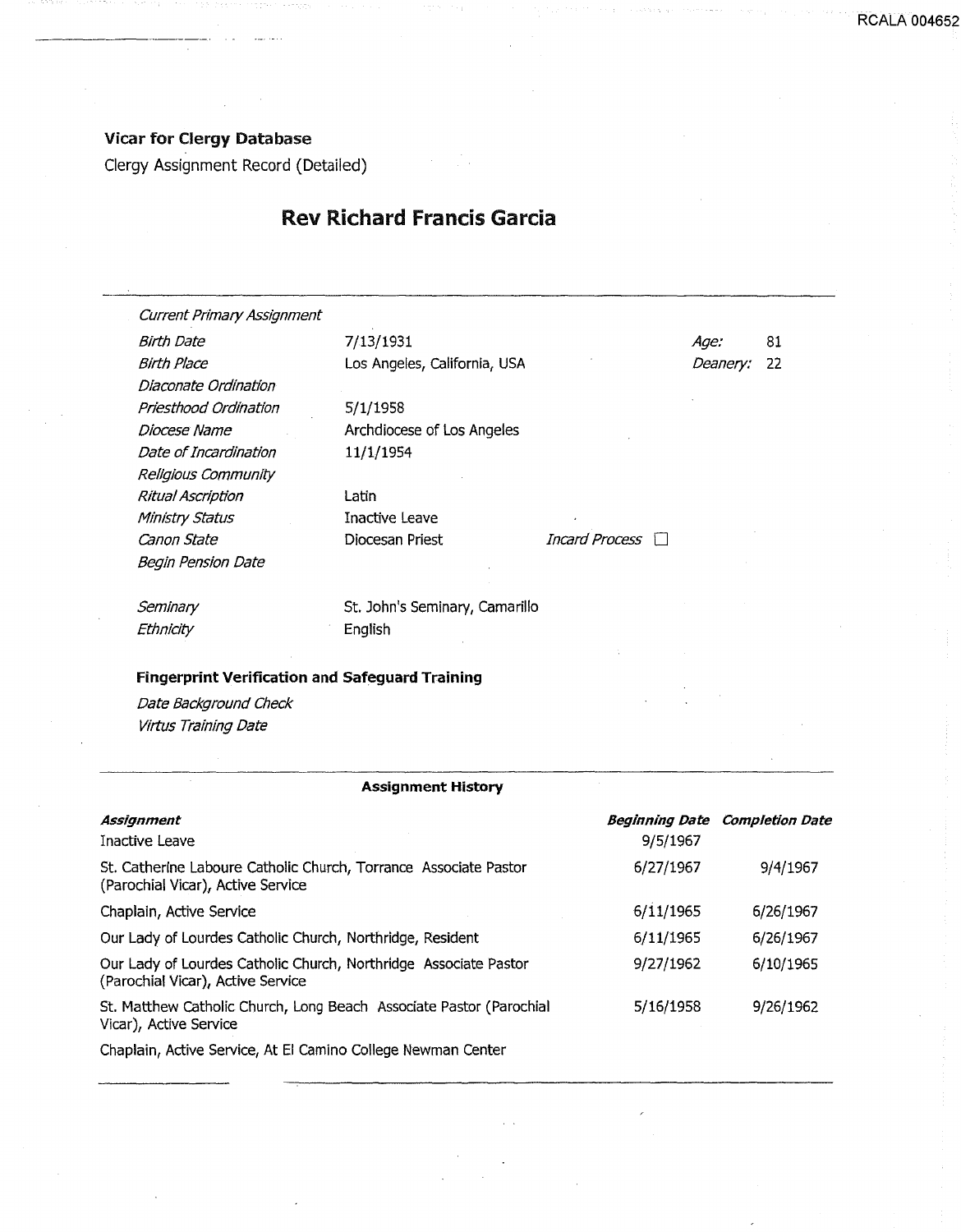**Vicar for Clergy Database**

Clergy Assignment Record (Detailed)

# Rev Richard Francis Garcia

| | | | |
|---|---|---|---|
| *Current Primary Assignment* | | | |
| *Birth Date* | 7/13/1931 | *Age:* | 81 |
| *Birth Place* | Los Angeles, California, USA | *Deanery:* | 22 |
| *Diaconate Ordination* | | | |
| *Priesthood Ordination* | 5/1/1958 | | |
| *Diocese Name* | Archdiocese of Los Angeles | | |
| *Date of Incardination* | 11/1/1954 | | |
| *Religious Community* | | | |
| *Ritual Ascription* | Latin | | |
| *Ministry Status* | Inactive Leave | | |
| *Canon State* | Diocesan Priest | *Incard Process* ☐ | |
| *Begin Pension Date* | | | |
| *Seminary* | St. John's Seminary, Camarillo | | |
| *Ethnicity* | English | | |

**Fingerprint Verification and Safeguard Training**

*Date Background Check*

*Virtus Training Date*

**Assignment History**

| *Assignment* | *Beginning Date* | *Completion Date* |
|---|---|---|
| Inactive Leave | 9/5/1967 | |
| St. Catherine Laboure Catholic Church, Torrance Associate Pastor (Parochial Vicar), Active Service | 6/27/1967 | 9/4/1967 |
| Chaplain, Active Service | 6/11/1965 | 6/26/1967 |
| Our Lady of Lourdes Catholic Church, Northridge, Resident | 6/11/1965 | 6/26/1967 |
| Our Lady of Lourdes Catholic Church, Northridge Associate Pastor (Parochial Vicar), Active Service | 9/27/1962 | 6/10/1965 |
| St. Matthew Catholic Church, Long Beach Associate Pastor (Parochial Vicar), Active Service | 5/16/1958 | 9/26/1962 |
| Chaplain, Active Service, At El Camino College Newman Center | | |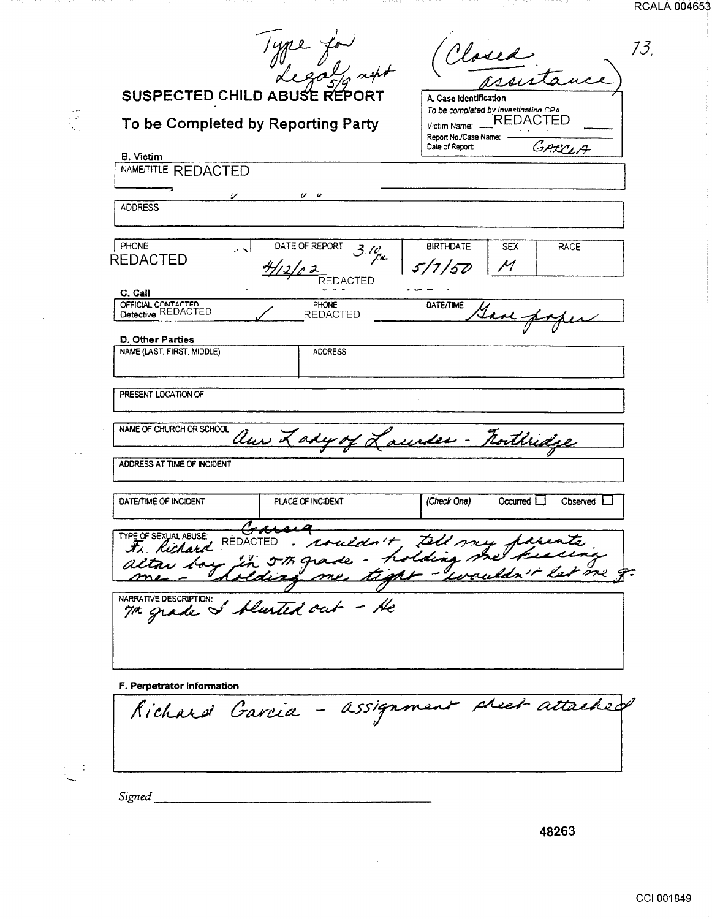Type for Legal 5/9 rept

(Closed assistance)

73.

# SUSPECTED CHILD ABUSE REPORT

## To be Completed by Reporting Party

**A. Case Identification**
*To be completed by Investigating CPA*
Victim Name: REDACTED
Report No./Case Name:
Date of Report: GARCIA

**B. Victim**

| NAME/TITLE REDACTED | | | | |
|---|---|---|---|---|
| ADDRESS | | | | |
| PHONE REDACTED | DATE OF REPORT 4/12/02 3:10 pm REDACTED | BIRTHDATE 5/7/50 | SEX M | RACE |

**C. Call**

| OFFICIAL CONTACTED Detective REDACTED ✓ | PHONE REDACTED | DATE/TIME See paper |
|---|---|---|

**D. Other Parties**

| NAME (LAST, FIRST, MIDDLE) | ADDRESS |
|---|---|
| | |

PRESENT LOCATION OF

NAME OF CHURCH OR SCHOOL: Our Lady of Lourdes - Northridge

ADDRESS AT TIME OF INCIDENT

| DATE/TIME OF INCIDENT | PLACE OF INCIDENT | (Check One) Occurred ☐ Observed ☐ |
|---|---|---|
| | | |

TYPE OF SEXUAL ABUSE: Fr. Richard Garcia REDACTED. couldn't tell my parents altar boy in 5th grade - holding me kissing me - holding me tight - wouldn't let me g.

NARRATIVE DESCRIPTION: 7th grade I blurted out - He

**F. Perpetrator Information**

Richard Garcia - assignment sheet attached

*Signed* ______________________________

48263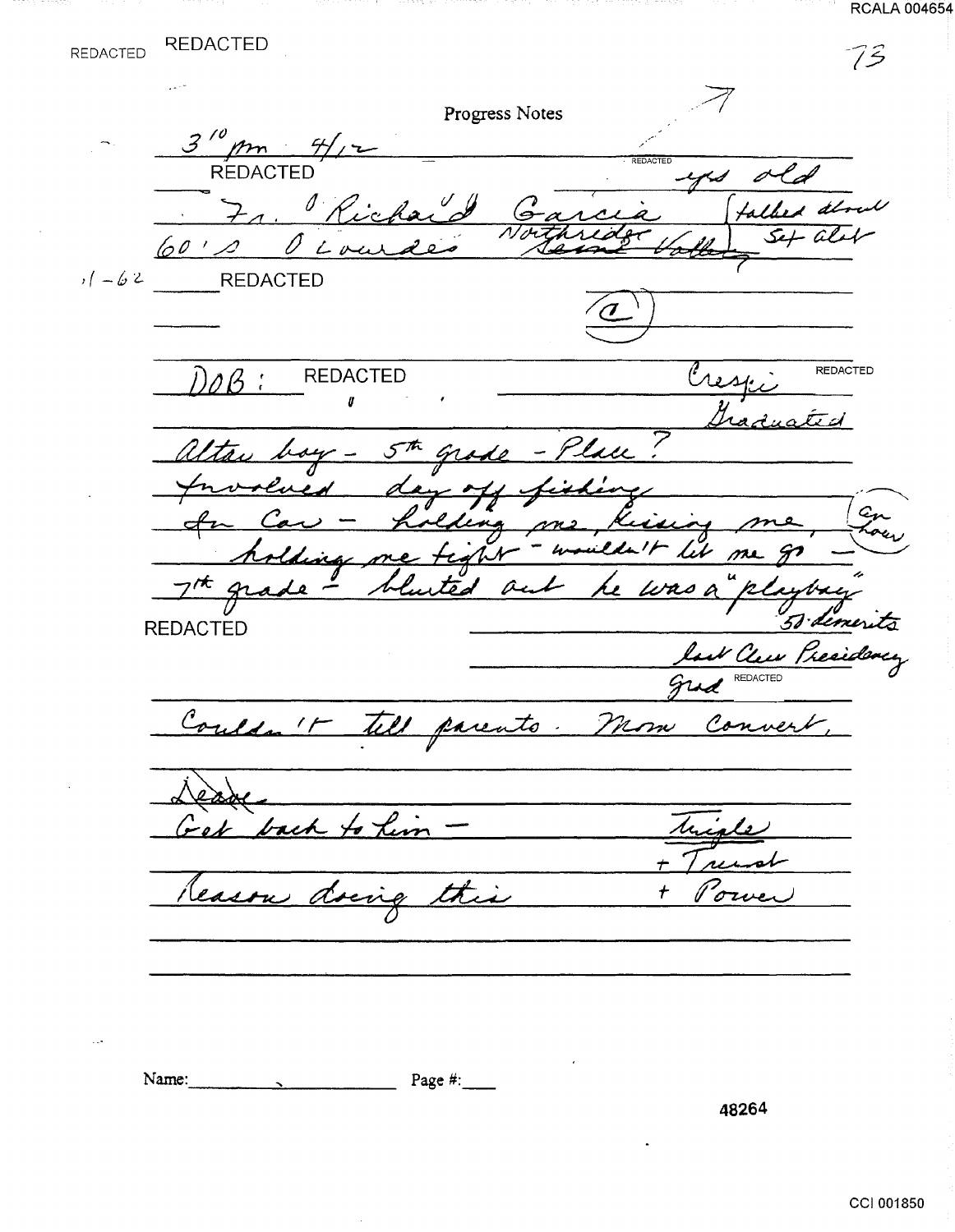REDACTED REDACTED

73

Progress Notes

3[10] pm 4/12

REDACTED REDACTED yrs old

Fr. Richard Garcia [talked about] Northridge / Sun Valley 60's Lourdes Set alot

1-62 REDACTED

(c)

DOB: REDACTED Crespi REDACTED

Graduated

Altar boy - 5th grade - Place?

Involved day off fishing

In Car - holding me, kissing me, [an hour]

holding me tight - wouldn't let me go -

7th grade - blurted out he was a "playboy"

REDACTED 50 demerits

lost Class Presidency

Grad REDACTED

Couldn't tell parents. Mom Convert,

~~Leave~~

Get back to him - Triple

\+ Trust

Reason doing this + Power

Name: Page #:

48264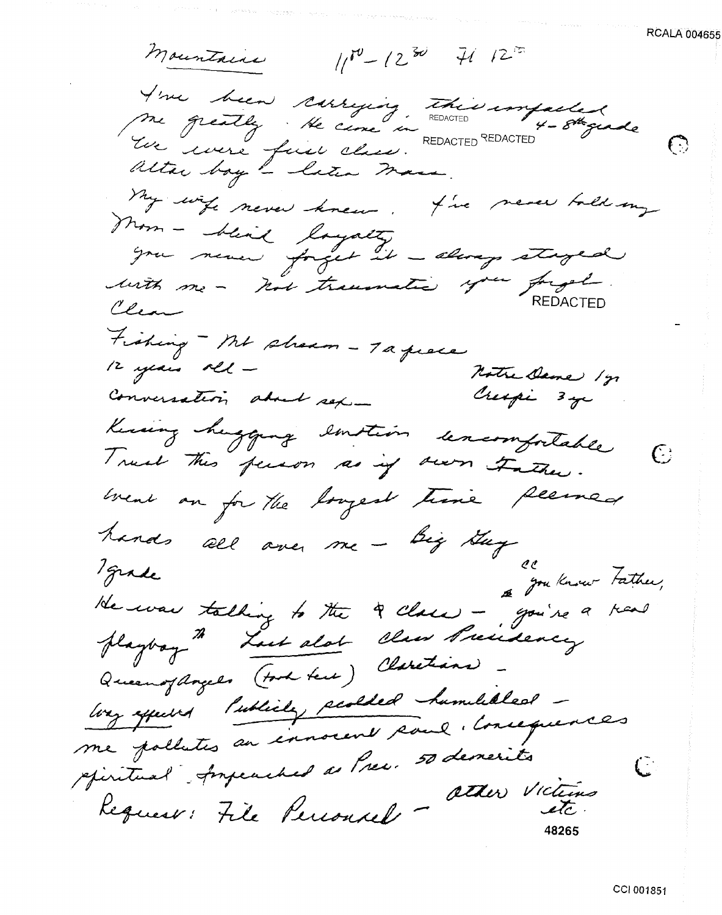Mountains    $11^{50}$ – $12^{30}$    7/ $12^{\underline{15}}$

I've been carrying this impacted me greatly. He came in REDACTED 4 – 8th grade REDACTED REDACTED
We were first class.
Altar boy – later Mass.

My wife never knew. I've never told my Mom – blind loyalty
You never forget it – always stayed with me – not traumatic you forget. REDACTED
Clean

Fishing – Mt stream – 7 a piece
12 years old –    Notre Dame 1 yr
Conversation about sex –    Crespi 3 yr
Kissing hugging emotion uncomfortable
Trust this person as if own Father.
Went on for the longest time seemed
hands all over me – Big Guy
7 grade    "you know Father,
He was talking to the 8 class – you're a real
playboy" Lost alot Class Presidency
Queen of Angels (took test) Claretians –
Way effected Publicly scolded humiliated –
me pollutes an innocent soul. Consequences
spiritual impeached as Pres. 50 demerits
Request: File Personnel – Other Victims etc.

48265